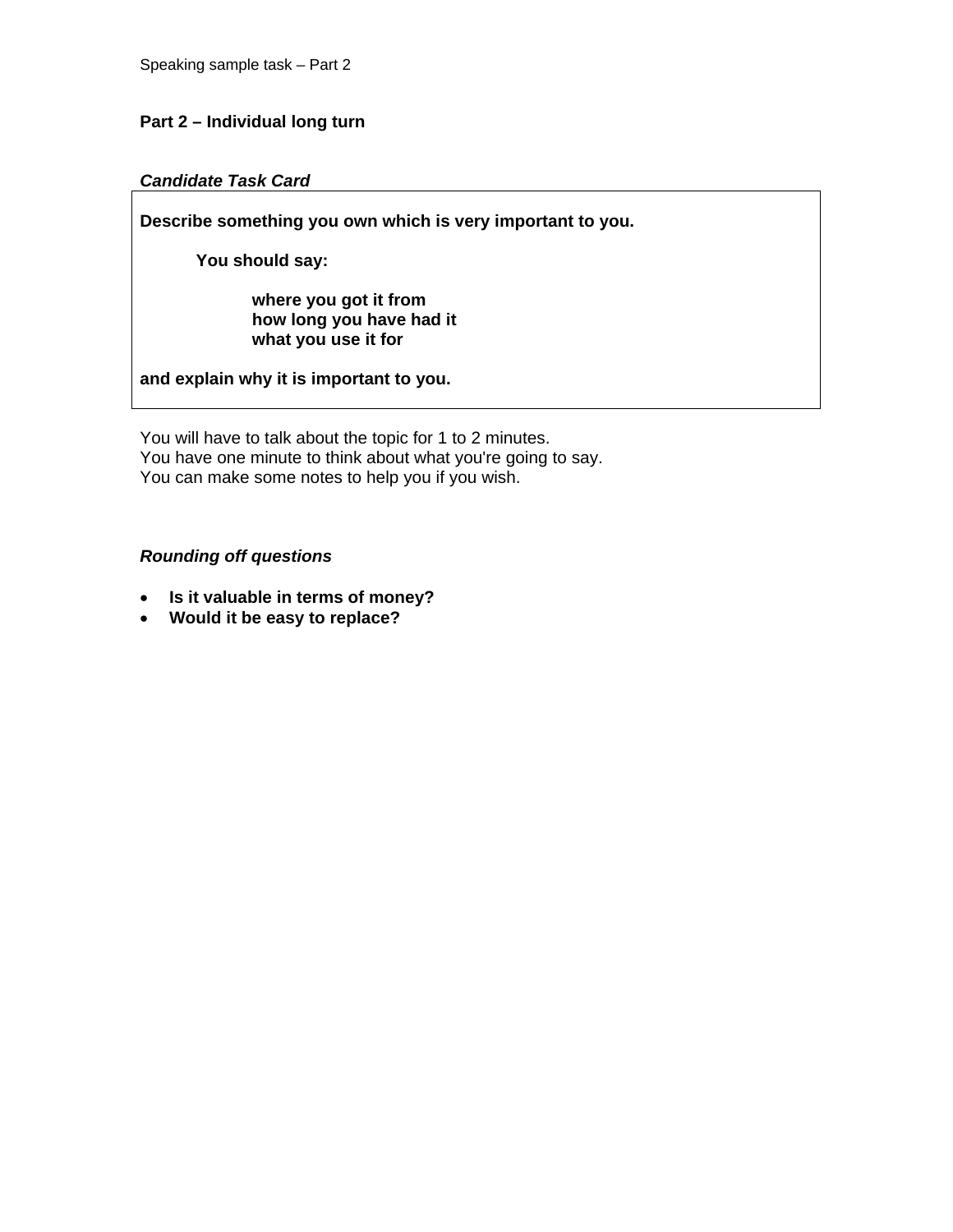Speaking sample task – Part 2

## Part 2 – Individual long turn

***Candidate Task Card***

**Describe something you own which is very important to you.**

**You should say:**

- **where you got it from**
- **how long you have had it**
- **what you use it for**

**and explain why it is important to you.**

You will have to talk about the topic for 1 to 2 minutes.
You have one minute to think about what you're going to say.
You can make some notes to help you if you wish.

***Rounding off questions***

- **Is it valuable in terms of money?**
- **Would it be easy to replace?**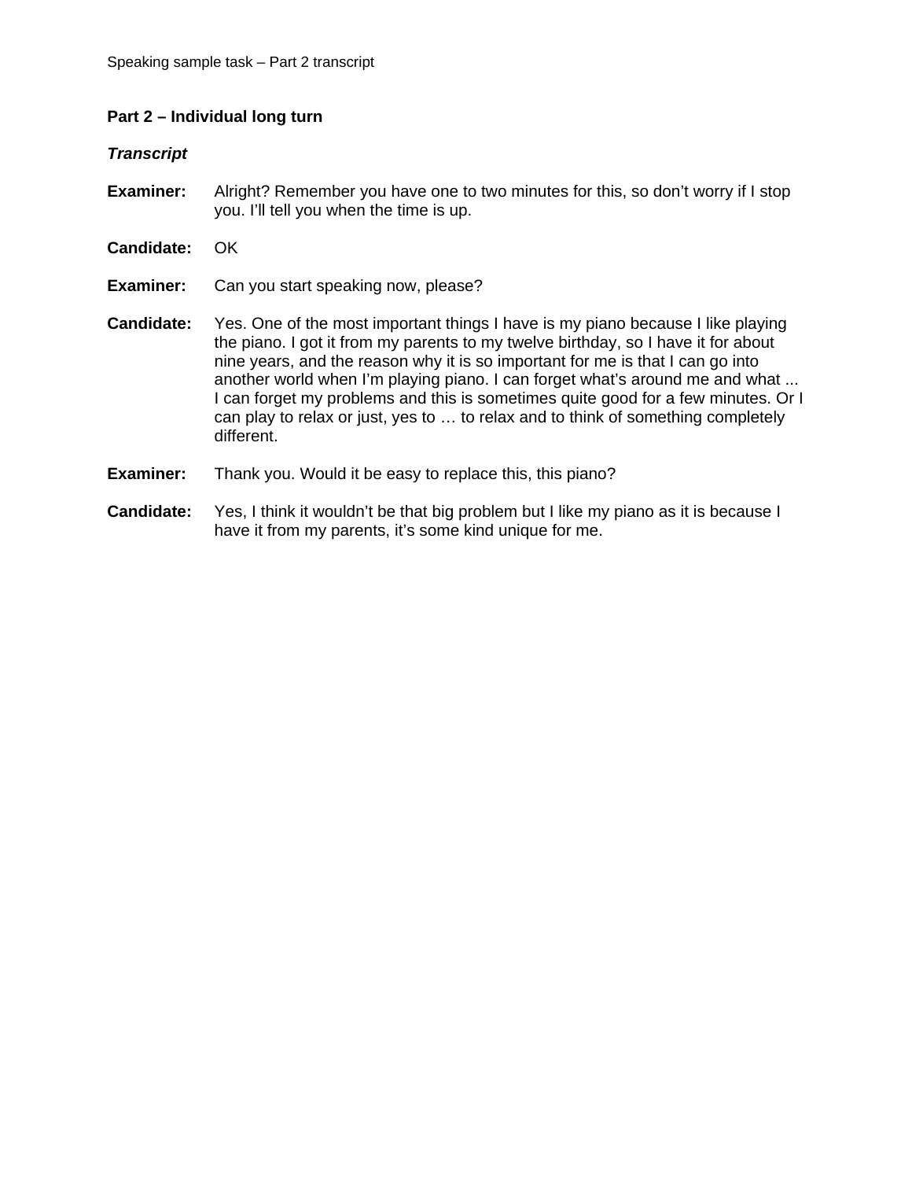## Part 2 – Individual long turn

***Transcript***

**Examiner:** Alright? Remember you have one to two minutes for this, so don't worry if I stop you. I'll tell you when the time is up.

**Candidate:** OK

**Examiner:** Can you start speaking now, please?

**Candidate:** Yes. One of the most important things I have is my piano because I like playing the piano. I got it from my parents to my twelve birthday, so I have it for about nine years, and the reason why it is so important for me is that I can go into another world when I'm playing piano. I can forget what's around me and what ... I can forget my problems and this is sometimes quite good for a few minutes. Or I can play to relax or just, yes to … to relax and to think of something completely different.

**Examiner:** Thank you. Would it be easy to replace this, this piano?

**Candidate:** Yes, I think it wouldn't be that big problem but I like my piano as it is because I have it from my parents, it's some kind unique for me.